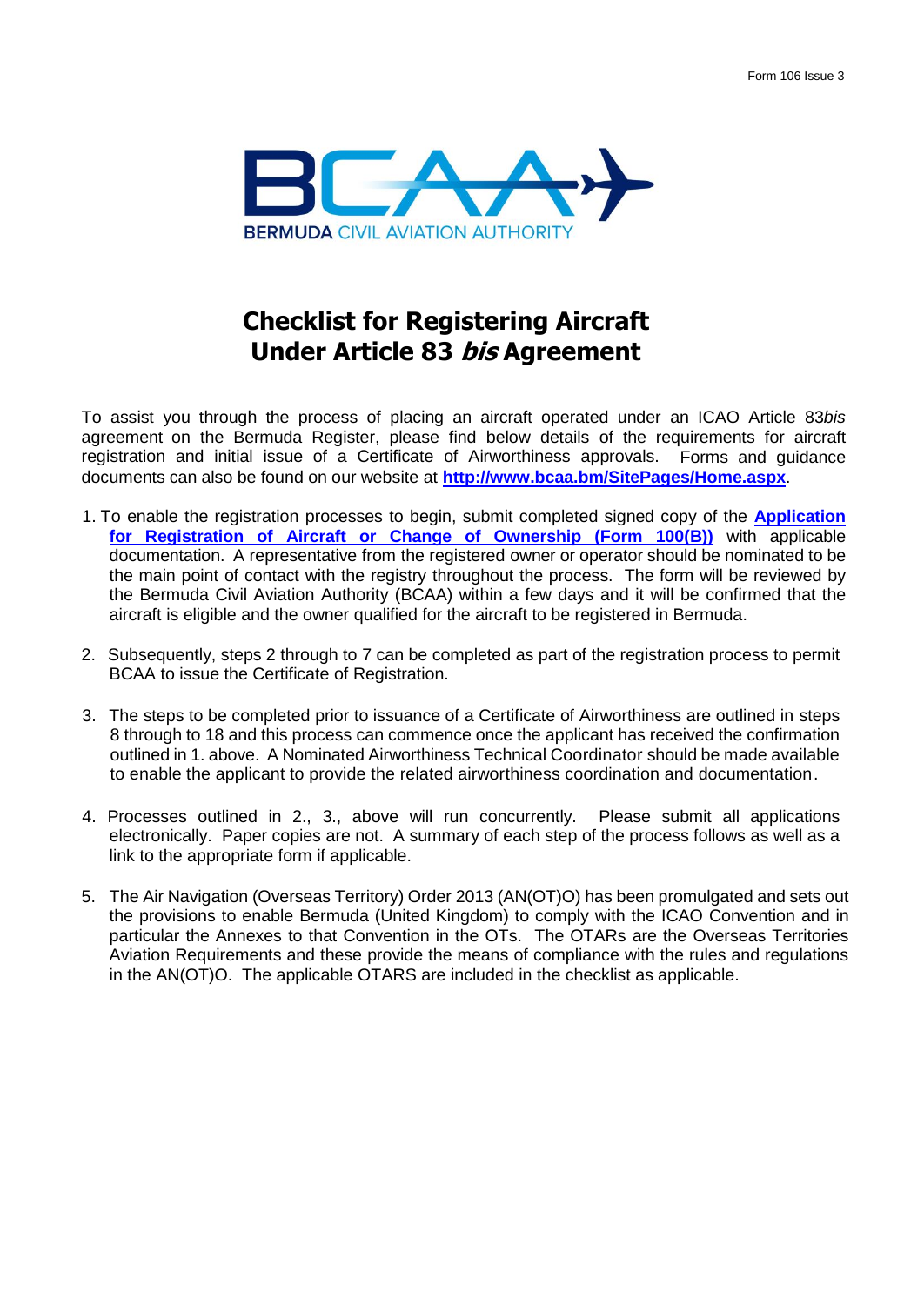Form 106 Issue 3

BERMUDA CIVIL AVIATION AUTHORITY

# Checklist for Registering Aircraft Under Article 83 *bis* Agreement

To assist you through the process of placing an aircraft operated under an ICAO Article 83*bis* agreement on the Bermuda Register, please find below details of the requirements for aircraft registration and initial issue of a Certificate of Airworthiness approvals. Forms and guidance documents can also be found on our website at **http://www.bcaa.bm/SitePages/Home.aspx**.

1. To enable the registration processes to begin, submit completed signed copy of the **Application for Registration of Aircraft or Change of Ownership (Form 100(B))** with applicable documentation. A representative from the registered owner or operator should be nominated to be the main point of contact with the registry throughout the process. The form will be reviewed by the Bermuda Civil Aviation Authority (BCAA) within a few days and it will be confirmed that the aircraft is eligible and the owner qualified for the aircraft to be registered in Bermuda.

2. Subsequently, steps 2 through to 7 can be completed as part of the registration process to permit BCAA to issue the Certificate of Registration.

3. The steps to be completed prior to issuance of a Certificate of Airworthiness are outlined in steps 8 through to 18 and this process can commence once the applicant has received the confirmation outlined in 1. above. A Nominated Airworthiness Technical Coordinator should be made available to enable the applicant to provide the related airworthiness coordination and documentation.

4. Processes outlined in 2., 3., above will run concurrently. Please submit all applications electronically. Paper copies are not. A summary of each step of the process follows as well as a link to the appropriate form if applicable.

5. The Air Navigation (Overseas Territory) Order 2013 (AN(OT)O) has been promulgated and sets out the provisions to enable Bermuda (United Kingdom) to comply with the ICAO Convention and in particular the Annexes to that Convention in the OTs. The OTARs are the Overseas Territories Aviation Requirements and these provide the means of compliance with the rules and regulations in the AN(OT)O. The applicable OTARS are included in the checklist as applicable.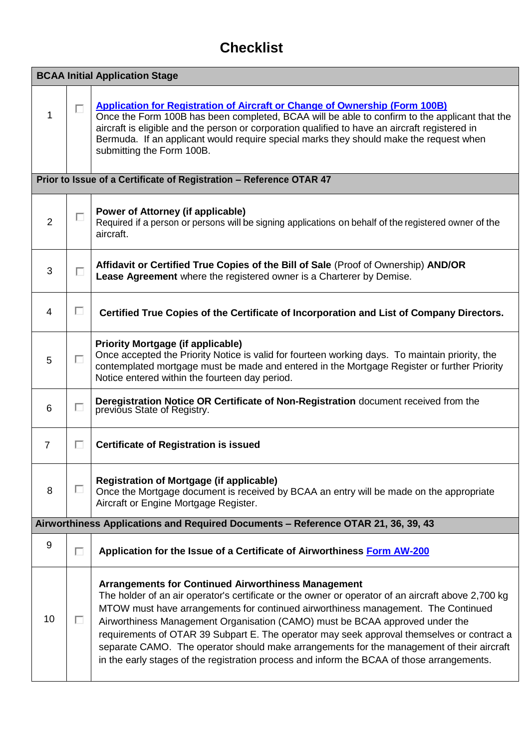# Checklist

| | | |
|---|---|---|
| **BCAA Initial Application Stage** | | |
| 1 | ☐ | **Application for Registration of Aircraft or Change of Ownership (Form 100B)**<br>Once the Form 100B has been completed, BCAA will be able to confirm to the applicant that the aircraft is eligible and the person or corporation qualified to have an aircraft registered in Bermuda. If an applicant would require special marks they should make the request when submitting the Form 100B. |
| **Prior to Issue of a Certificate of Registration – Reference OTAR 47** | | |
| 2 | ☐ | **Power of Attorney (if applicable)**<br>Required if a person or persons will be signing applications on behalf of the registered owner of the aircraft. |
| 3 | ☐ | **Affidavit or Certified True Copies of the Bill of Sale** (Proof of Ownership) **AND/OR Lease Agreement** where the registered owner is a Charterer by Demise. |
| 4 | ☐ | **Certified True Copies of the Certificate of Incorporation and List of Company Directors.** |
| 5 | ☐ | **Priority Mortgage (if applicable)**<br>Once accepted the Priority Notice is valid for fourteen working days. To maintain priority, the contemplated mortgage must be made and entered in the Mortgage Register or further Priority Notice entered within the fourteen day period. |
| 6 | ☐ | **Deregistration Notice OR Certificate of Non-Registration** document received from the previous State of Registry. |
| 7 | ☐ | **Certificate of Registration is issued** |
| 8 | ☐ | **Registration of Mortgage (if applicable)**<br>Once the Mortgage document is received by BCAA an entry will be made on the appropriate Aircraft or Engine Mortgage Register. |
| **Airworthiness Applications and Required Documents – Reference OTAR 21, 36, 39, 43** | | |
| 9 | ☐ | **Application for the Issue of a Certificate of Airworthiness Form AW-200** |
| 10 | ☐ | **Arrangements for Continued Airworthiness Management**<br>The holder of an air operator's certificate or the owner or operator of an aircraft above 2,700 kg MTOW must have arrangements for continued airworthiness management. The Continued Airworthiness Management Organisation (CAMO) must be BCAA approved under the requirements of OTAR 39 Subpart E. The operator may seek approval themselves or contract a separate CAMO. The operator should make arrangements for the management of their aircraft in the early stages of the registration process and inform the BCAA of those arrangements. |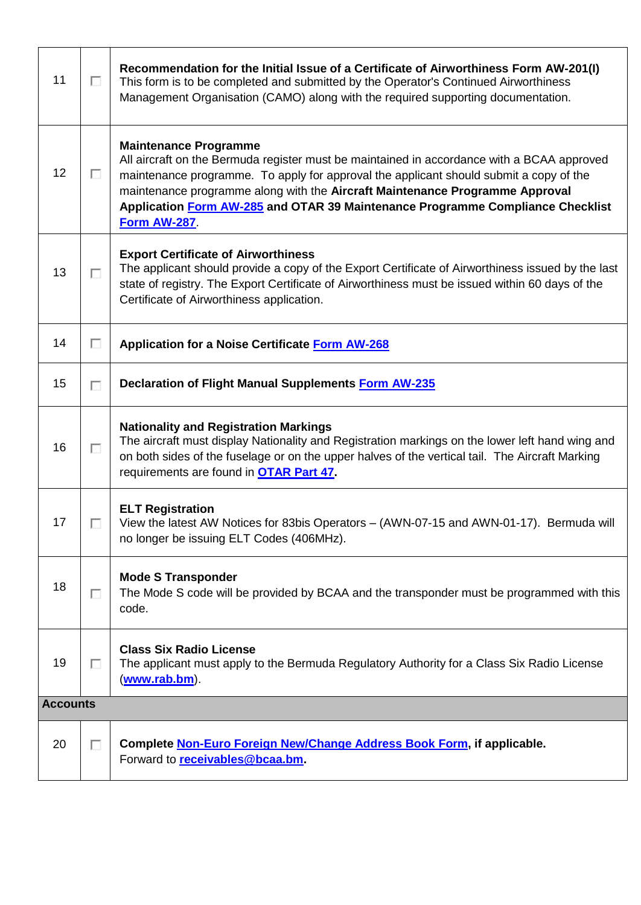| | | |
|---|---|---|
| 11 | ☐ | **Recommendation for the Initial Issue of a Certificate of Airworthiness Form AW-201(I)**<br>This form is to be completed and submitted by the Operator's Continued Airworthiness Management Organisation (CAMO) along with the required supporting documentation. |
| 12 | ☐ | **Maintenance Programme**<br>All aircraft on the Bermuda register must be maintained in accordance with a BCAA approved maintenance programme. To apply for approval the applicant should submit a copy of the maintenance programme along with the **Aircraft Maintenance Programme Approval Application Form AW-285 and OTAR 39 Maintenance Programme Compliance Checklist Form AW-287**. |
| 13 | ☐ | **Export Certificate of Airworthiness**<br>The applicant should provide a copy of the Export Certificate of Airworthiness issued by the last state of registry. The Export Certificate of Airworthiness must be issued within 60 days of the Certificate of Airworthiness application. |
| 14 | ☐ | **Application for a Noise Certificate Form AW-268** |
| 15 | ☐ | **Declaration of Flight Manual Supplements Form AW-235** |
| 16 | ☐ | **Nationality and Registration Markings**<br>The aircraft must display Nationality and Registration markings on the lower left hand wing and on both sides of the fuselage or on the upper halves of the vertical tail. The Aircraft Marking requirements are found in **OTAR Part 47.** |
| 17 | ☐ | **ELT Registration**<br>View the latest AW Notices for 83bis Operators – (AWN-07-15 and AWN-01-17). Bermuda will no longer be issuing ELT Codes (406MHz). |
| 18 | ☐ | **Mode S Transponder**<br>The Mode S code will be provided by BCAA and the transponder must be programmed with this code. |
| 19 | ☐ | **Class Six Radio License**<br>The applicant must apply to the Bermuda Regulatory Authority for a Class Six Radio License (**www.rab.bm**). |
| **Accounts** | | |
| 20 | ☐ | **Complete Non-Euro Foreign New/Change Address Book Form, if applicable.**<br>Forward to **receivables@bcaa.bm.** |